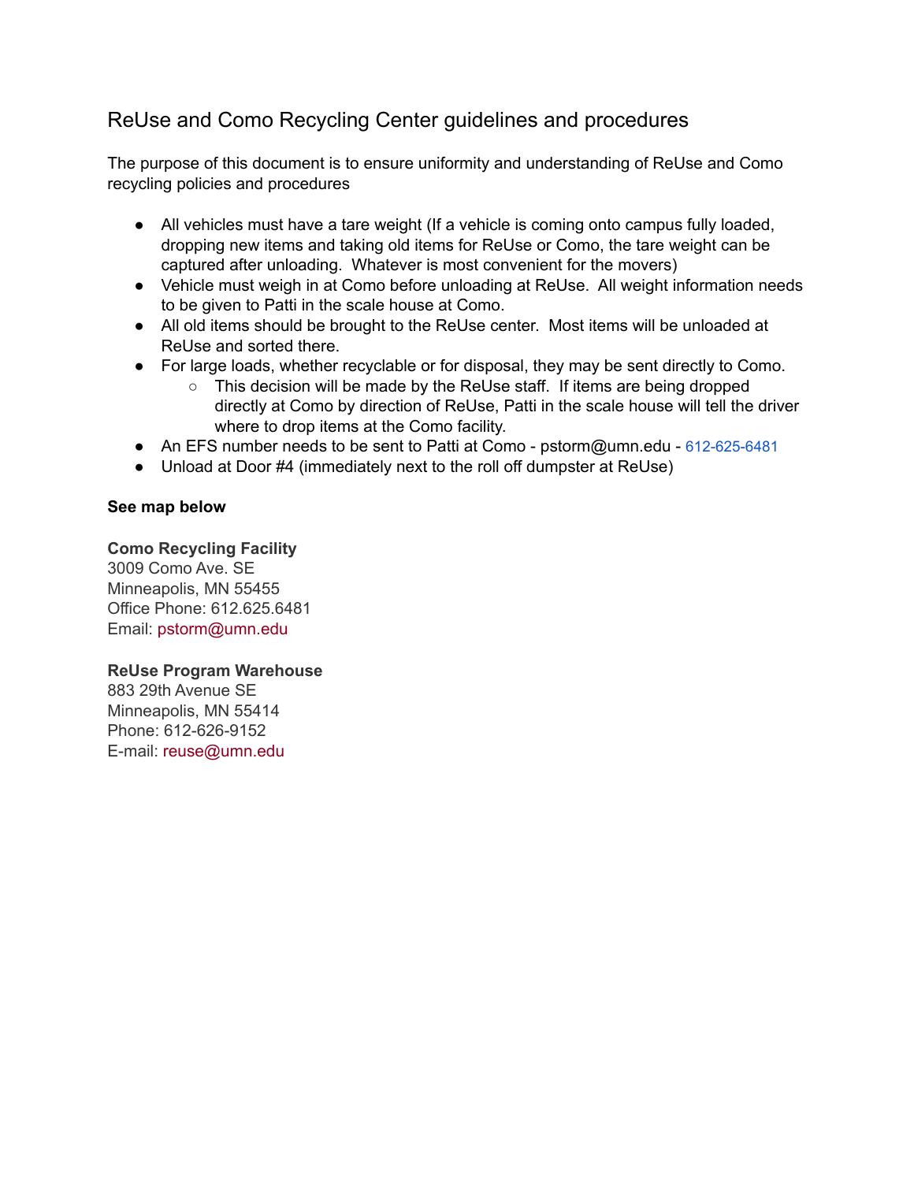# ReUse and Como Recycling Center guidelines and procedures

The purpose of this document is to ensure uniformity and understanding of ReUse and Como recycling policies and procedures

- All vehicles must have a tare weight (If a vehicle is coming onto campus fully loaded, dropping new items and taking old items for ReUse or Como, the tare weight can be captured after unloading. Whatever is most convenient for the movers)
- Vehicle must weigh in at Como before unloading at ReUse. All weight information needs to be given to Patti in the scale house at Como.
- All old items should be brought to the ReUse center. Most items will be unloaded at ReUse and sorted there.
- For large loads, whether recyclable or for disposal, they may be sent directly to Como.
  - This decision will be made by the ReUse staff. If items are being dropped directly at Como by direction of ReUse, Patti in the scale house will tell the driver where to drop items at the Como facility.
- An EFS number needs to be sent to Patti at Como - pstorm@umn.edu - 612-625-6481
- Unload at Door #4 (immediately next to the roll off dumpster at ReUse)

**See map below**

**Como Recycling Facility**
3009 Como Ave. SE
Minneapolis, MN 55455
Office Phone: 612.625.6481
Email: pstorm@umn.edu

**ReUse Program Warehouse**
883 29th Avenue SE
Minneapolis, MN 55414
Phone: 612-626-9152
E-mail: reuse@umn.edu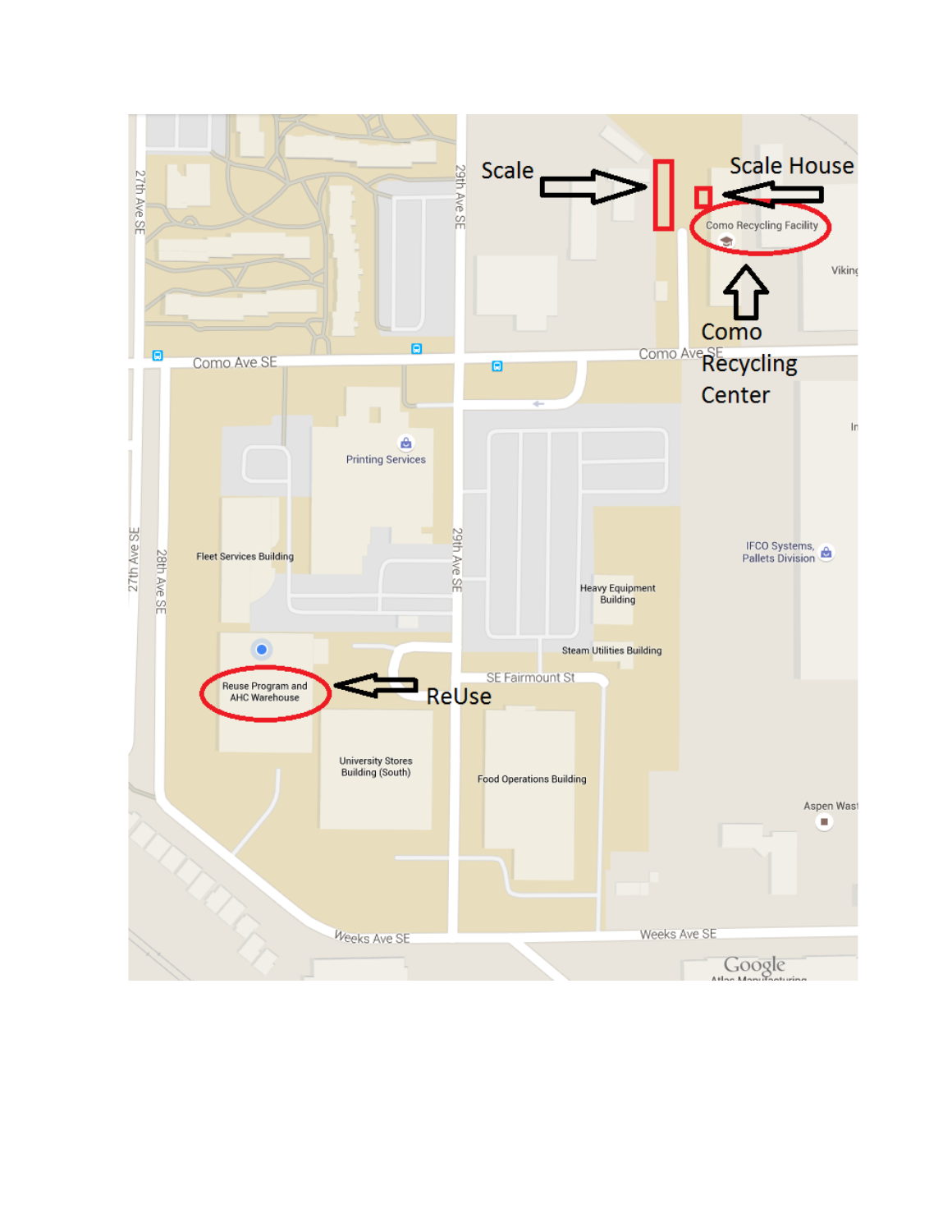Scale

Scale House

Como Recycling Facility

Como Recycling Center

Viking

Como Ave SE

Como Ave SE

27th Ave SE

29th Ave SE

Printing Services

Fleet Services Building

27th Ave SE

28th Ave SE

29th Ave SE

Heavy Equipment Building

IFCO Systems, Pallets Division

Steam Utilities Building

SE Fairmount St

Reuse Program and AHC Warehouse

ReUse

University Stores Building (South)

Food Operations Building

Aspen Wast

Weeks Ave SE

Weeks Ave SE

Google